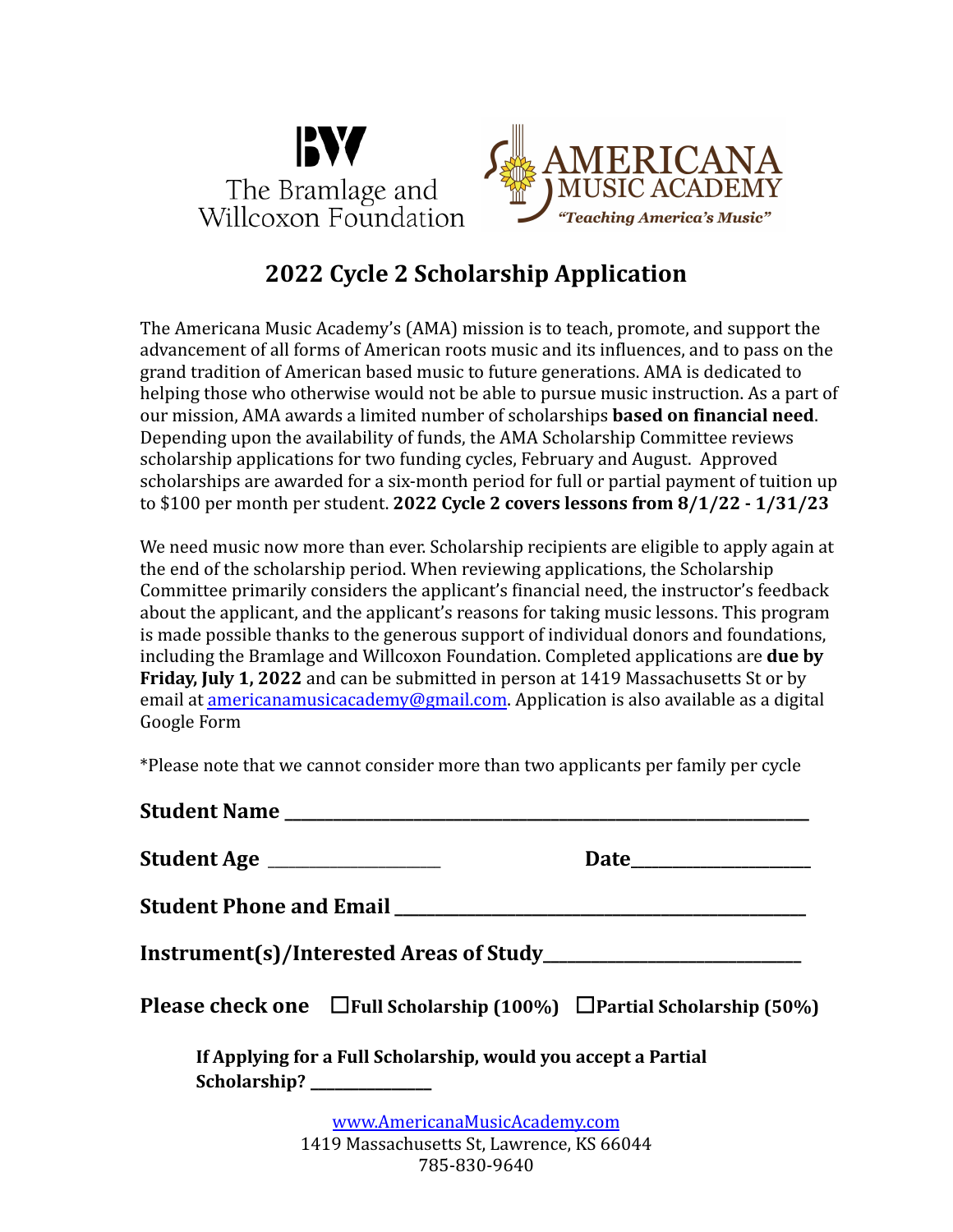The Bramlage and Willcoxon Foundation

AMERICANA MUSIC ACADEMY
*"Teaching America's Music"*

# 2022 Cycle 2 Scholarship Application

The Americana Music Academy's (AMA) mission is to teach, promote, and support the advancement of all forms of American roots music and its influences, and to pass on the grand tradition of American based music to future generations. AMA is dedicated to helping those who otherwise would not be able to pursue music instruction. As a part of our mission, AMA awards a limited number of scholarships **based on financial need**. Depending upon the availability of funds, the AMA Scholarship Committee reviews scholarship applications for two funding cycles, February and August. Approved scholarships are awarded for a six-month period for full or partial payment of tuition up to $100 per month per student. **2022 Cycle 2 covers lessons from 8/1/22 - 1/31/23**

We need music now more than ever. Scholarship recipients are eligible to apply again at the end of the scholarship period. When reviewing applications, the Scholarship Committee primarily considers the applicant's financial need, the instructor's feedback about the applicant, and the applicant's reasons for taking music lessons. This program is made possible thanks to the generous support of individual donors and foundations, including the Bramlage and Willcoxon Foundation. Completed applications are **due by Friday, July 1, 2022** and can be submitted in person at 1419 Massachusetts St or by email at americanamusicacademy@gmail.com. Application is also available as a digital Google Form

*Please note that we cannot consider more than two applicants per family per cycle

**Student Name** ______________________________________________

**Student Age** ________________ **Date**________________

**Student Phone and Email** ____________________________________

**Instrument(s)/Interested Areas of Study**______________________

**Please check one** ☐**Full Scholarship (100%)** ☐**Partial Scholarship (50%)**

**If Applying for a Full Scholarship, would you accept a Partial Scholarship?** ____________

www.AmericanaMusicAcademy.com
1419 Massachusetts St, Lawrence, KS 66044
785-830-9640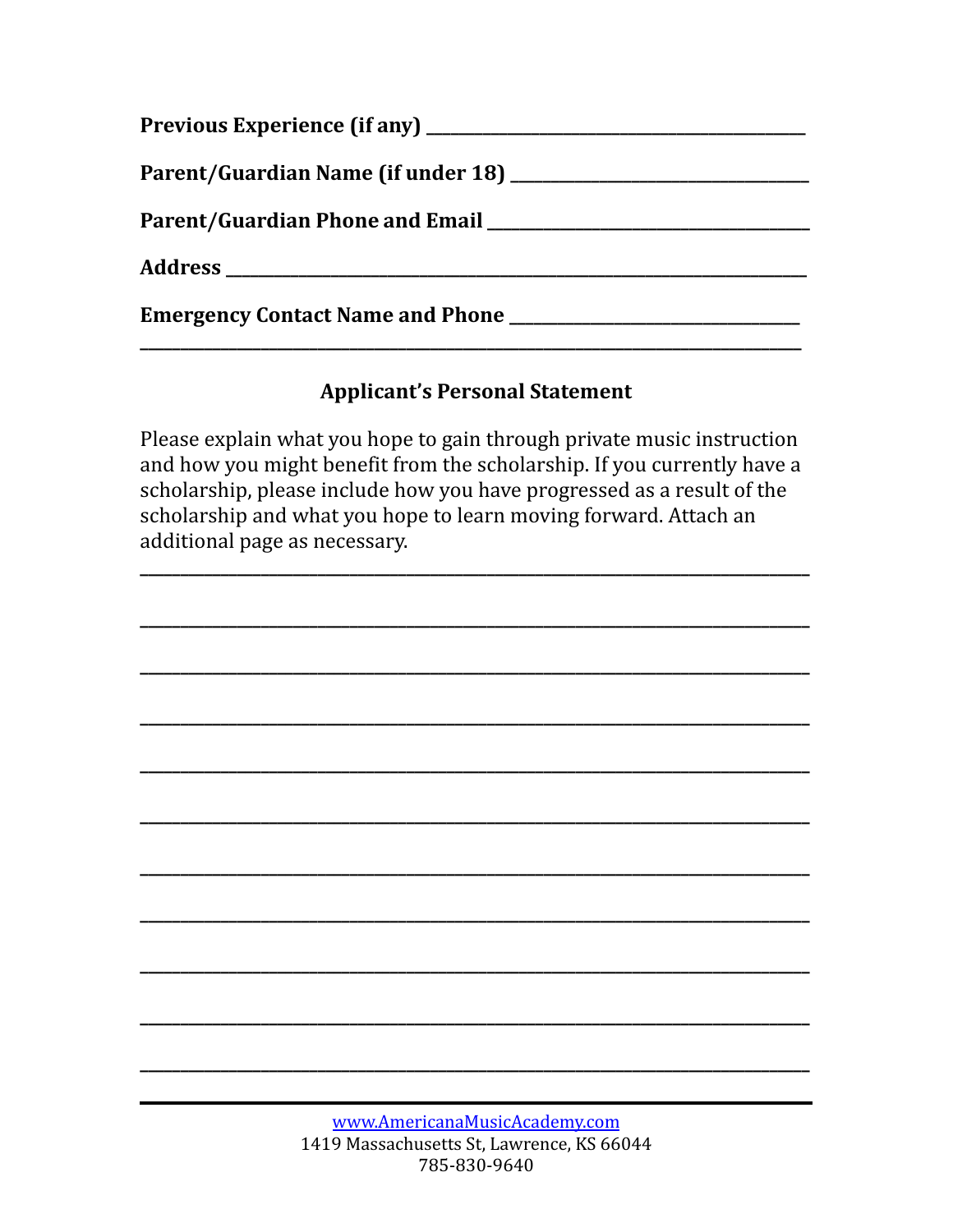**Previous Experience (if any)** ______________________________________

**Parent/Guardian Name (if under 18)** ______________________________

**Parent/Guardian Phone and Email** _________________________________

**Address** _____________________________________________________________

**Emergency Contact Name and Phone** ______________________________

_______________________________________________________________________

### Applicant's Personal Statement

Please explain what you hope to gain through private music instruction and how you might benefit from the scholarship. If you currently have a scholarship, please include how you have progressed as a result of the scholarship and what you hope to learn moving forward. Attach an additional page as necessary.

_______________________________________________________________________

_______________________________________________________________________

_______________________________________________________________________

_______________________________________________________________________

_______________________________________________________________________

_______________________________________________________________________

_______________________________________________________________________

_______________________________________________________________________

_______________________________________________________________________

_______________________________________________________________________

_______________________________________________________________________

www.AmericanaMusicAcademy.com
1419 Massachusetts St, Lawrence, KS 66044
785-830-9640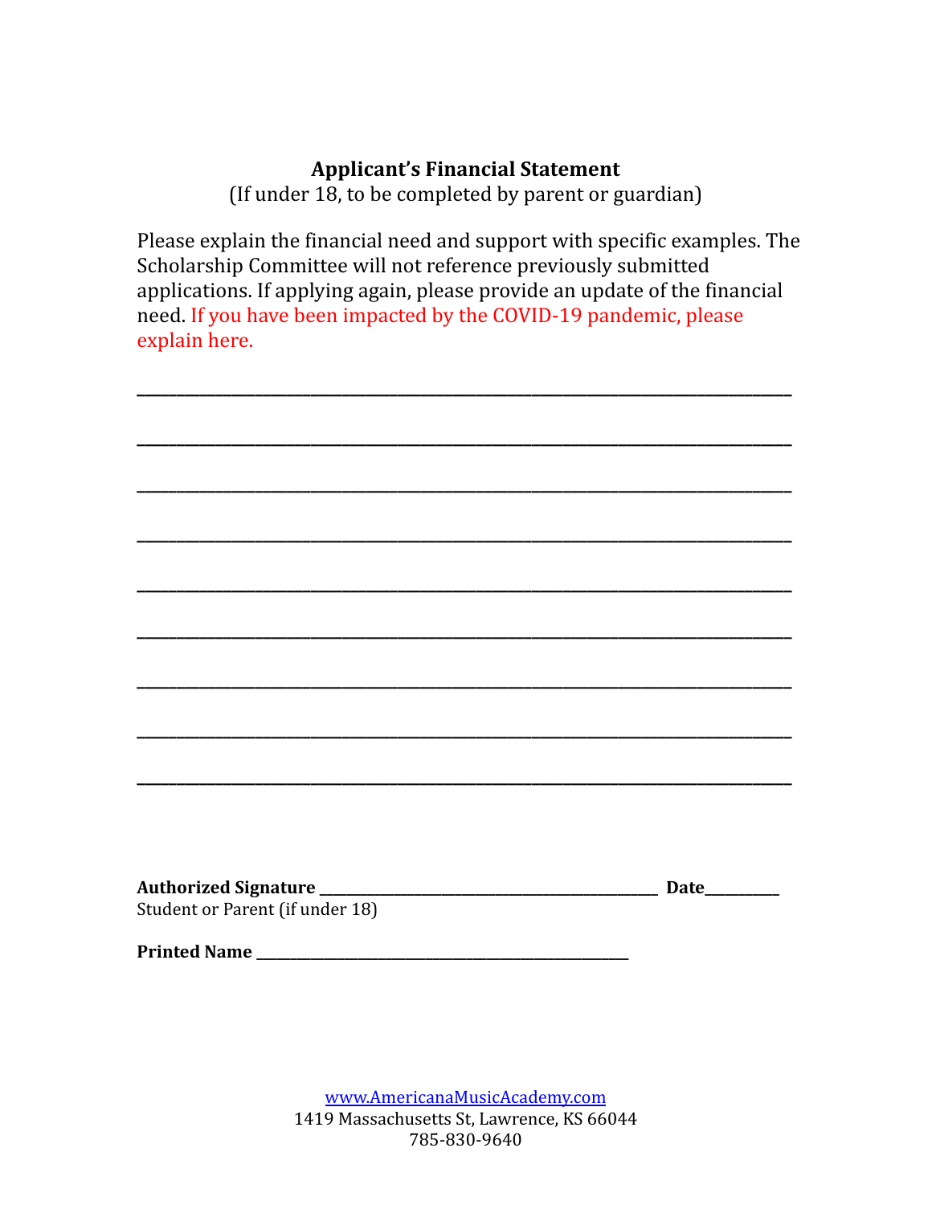**Applicant's Financial Statement**

(If under 18, to be completed by parent or guardian)

Please explain the financial need and support with specific examples. The Scholarship Committee will not reference previously submitted applications. If applying again, please provide an update of the financial need. If you have been impacted by the COVID-19 pandemic, please explain here.

\_\_\_\_\_\_\_\_\_\_\_\_\_\_\_\_\_\_\_\_\_\_\_\_\_\_\_\_\_\_\_\_\_\_\_\_\_\_\_\_\_\_\_\_\_\_\_\_\_\_\_\_\_\_\_\_\_\_\_\_\_\_\_\_\_\_\_\_\_\_\_\_

\_\_\_\_\_\_\_\_\_\_\_\_\_\_\_\_\_\_\_\_\_\_\_\_\_\_\_\_\_\_\_\_\_\_\_\_\_\_\_\_\_\_\_\_\_\_\_\_\_\_\_\_\_\_\_\_\_\_\_\_\_\_\_\_\_\_\_\_\_\_\_\_

\_\_\_\_\_\_\_\_\_\_\_\_\_\_\_\_\_\_\_\_\_\_\_\_\_\_\_\_\_\_\_\_\_\_\_\_\_\_\_\_\_\_\_\_\_\_\_\_\_\_\_\_\_\_\_\_\_\_\_\_\_\_\_\_\_\_\_\_\_\_\_\_

\_\_\_\_\_\_\_\_\_\_\_\_\_\_\_\_\_\_\_\_\_\_\_\_\_\_\_\_\_\_\_\_\_\_\_\_\_\_\_\_\_\_\_\_\_\_\_\_\_\_\_\_\_\_\_\_\_\_\_\_\_\_\_\_\_\_\_\_\_\_\_\_

\_\_\_\_\_\_\_\_\_\_\_\_\_\_\_\_\_\_\_\_\_\_\_\_\_\_\_\_\_\_\_\_\_\_\_\_\_\_\_\_\_\_\_\_\_\_\_\_\_\_\_\_\_\_\_\_\_\_\_\_\_\_\_\_\_\_\_\_\_\_\_\_

\_\_\_\_\_\_\_\_\_\_\_\_\_\_\_\_\_\_\_\_\_\_\_\_\_\_\_\_\_\_\_\_\_\_\_\_\_\_\_\_\_\_\_\_\_\_\_\_\_\_\_\_\_\_\_\_\_\_\_\_\_\_\_\_\_\_\_\_\_\_\_\_

\_\_\_\_\_\_\_\_\_\_\_\_\_\_\_\_\_\_\_\_\_\_\_\_\_\_\_\_\_\_\_\_\_\_\_\_\_\_\_\_\_\_\_\_\_\_\_\_\_\_\_\_\_\_\_\_\_\_\_\_\_\_\_\_\_\_\_\_\_\_\_\_

\_\_\_\_\_\_\_\_\_\_\_\_\_\_\_\_\_\_\_\_\_\_\_\_\_\_\_\_\_\_\_\_\_\_\_\_\_\_\_\_\_\_\_\_\_\_\_\_\_\_\_\_\_\_\_\_\_\_\_\_\_\_\_\_\_\_\_\_\_\_\_\_

\_\_\_\_\_\_\_\_\_\_\_\_\_\_\_\_\_\_\_\_\_\_\_\_\_\_\_\_\_\_\_\_\_\_\_\_\_\_\_\_\_\_\_\_\_\_\_\_\_\_\_\_\_\_\_\_\_\_\_\_\_\_\_\_\_\_\_\_\_\_\_\_

**Authorized Signature** \_\_\_\_\_\_\_\_\_\_\_\_\_\_\_\_\_\_\_\_\_\_\_\_\_\_\_\_\_\_\_\_\_\_\_\_\_\_\_\_ **Date**\_\_\_\_\_\_\_\_\_

Student or Parent (if under 18)

**Printed Name** \_\_\_\_\_\_\_\_\_\_\_\_\_\_\_\_\_\_\_\_\_\_\_\_\_\_\_\_\_\_\_\_\_\_\_\_\_\_\_\_\_\_\_\_\_

www.AmericanaMusicAcademy.com
1419 Massachusetts St, Lawrence, KS 66044
785-830-9640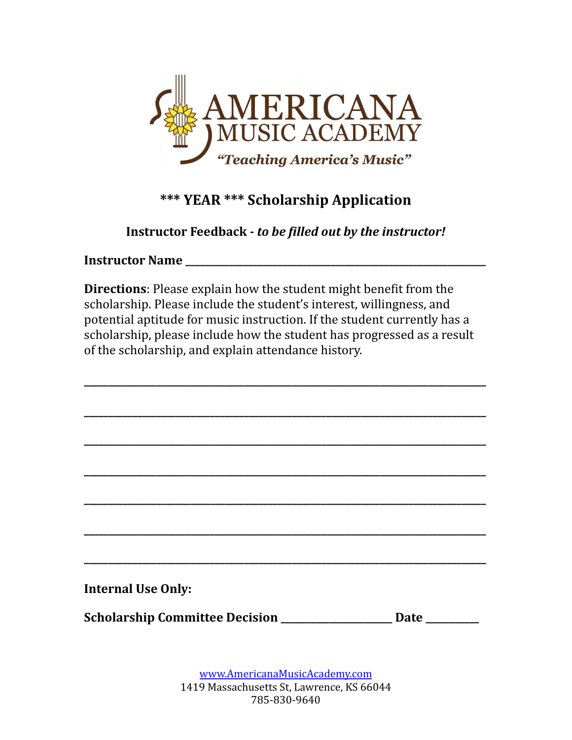AMERICANA
MUSIC ACADEMY
*"Teaching America's Music"*

## *** YEAR *** Scholarship Application

### Instructor Feedback - *to be filled out by the instructor!*

**Instructor Name** ____________________________________________________________

**Directions**: Please explain how the student might benefit from the scholarship. Please include the student's interest, willingness, and potential aptitude for music instruction. If the student currently has a scholarship, please include how the student has progressed as a result of the scholarship, and explain attendance history.

______________________________________________________________________________

______________________________________________________________________________

______________________________________________________________________________

______________________________________________________________________________

______________________________________________________________________________

______________________________________________________________________________

______________________________________________________________________________

**Internal Use Only:**

**Scholarship Committee Decision** ______________________ **Date** __________

[www.AmericanaMusicAcademy.com](http://www.AmericanaMusicAcademy.com)
1419 Massachusetts St, Lawrence, KS 66044
785-830-9640